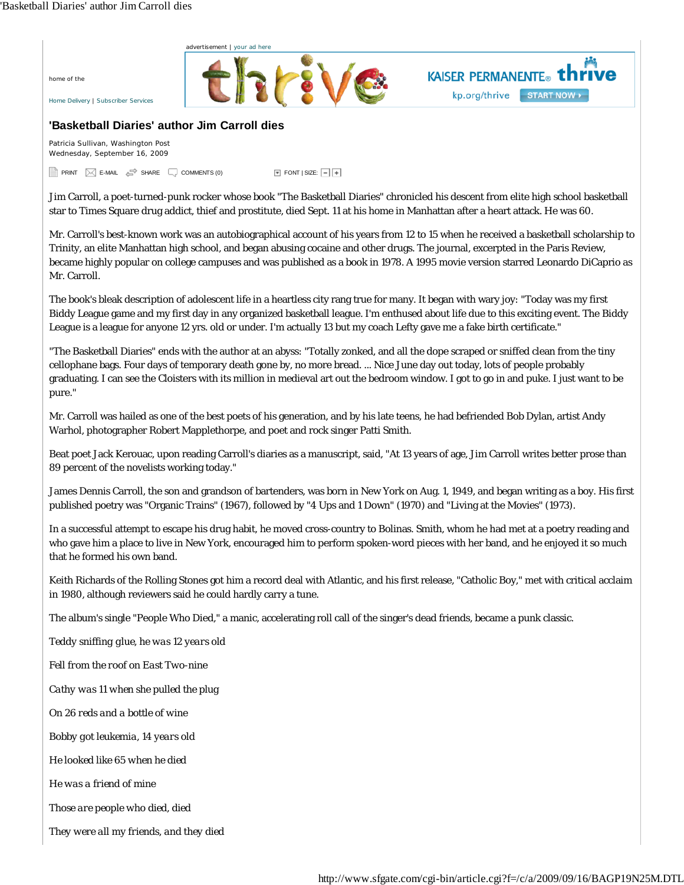# 'Basketball Diaries' author Jim Carroll dies

Patricia Sullivan, Washington Post
Wednesday, September 16, 2009

Jim Carroll, a poet-turned-punk rocker whose book "The Basketball Diaries" chronicled his descent from elite high school basketball star to Times Square drug addict, thief and prostitute, died Sept. 11 at his home in Manhattan after a heart attack. He was 60.

Mr. Carroll's best-known work was an autobiographical account of his years from 12 to 15 when he received a basketball scholarship to Trinity, an elite Manhattan high school, and began abusing cocaine and other drugs. The journal, excerpted in the Paris Review, became highly popular on college campuses and was published as a book in 1978. A 1995 movie version starred Leonardo DiCaprio as Mr. Carroll.

The book's bleak description of adolescent life in a heartless city rang true for many. It began with wary joy: "Today was my first Biddy League game and my first day in any organized basketball league. I'm enthused about life due to this exciting event. The Biddy League is a league for anyone 12 yrs. old or under. I'm actually 13 but my coach Lefty gave me a fake birth certificate."

"The Basketball Diaries" ends with the author at an abyss: "Totally zonked, and all the dope scraped or sniffed clean from the tiny cellophane bags. Four days of temporary death gone by, no more bread. ... Nice June day out today, lots of people probably graduating. I can see the Cloisters with its million in medieval art out the bedroom window. I got to go in and puke. I just want to be pure."

Mr. Carroll was hailed as one of the best poets of his generation, and by his late teens, he had befriended Bob Dylan, artist Andy Warhol, photographer Robert Mapplethorpe, and poet and rock singer Patti Smith.

Beat poet Jack Kerouac, upon reading Carroll's diaries as a manuscript, said, "At 13 years of age, Jim Carroll writes better prose than 89 percent of the novelists working today."

James Dennis Carroll, the son and grandson of bartenders, was born in New York on Aug. 1, 1949, and began writing as a boy. His first published poetry was "Organic Trains" (1967), followed by "4 Ups and 1 Down" (1970) and "Living at the Movies" (1973).

In a successful attempt to escape his drug habit, he moved cross-country to Bolinas. Smith, whom he had met at a poetry reading and who gave him a place to live in New York, encouraged him to perform spoken-word pieces with her band, and he enjoyed it so much that he formed his own band.

Keith Richards of the Rolling Stones got him a record deal with Atlantic, and his first release, "Catholic Boy," met with critical acclaim in 1980, although reviewers said he could hardly carry a tune.

The album's single "People Who Died," a manic, accelerating roll call of the singer's dead friends, became a punk classic.

*Teddy sniffing glue, he was 12 years old*

*Fell from the roof on East Two-nine*

*Cathy was 11 when she pulled the plug*

*On 26 reds and a bottle of wine*

*Bobby got leukemia, 14 years old*

*He looked like 65 when he died*

*He was a friend of mine*

*Those are people who died, died*

*They were all my friends, and they died*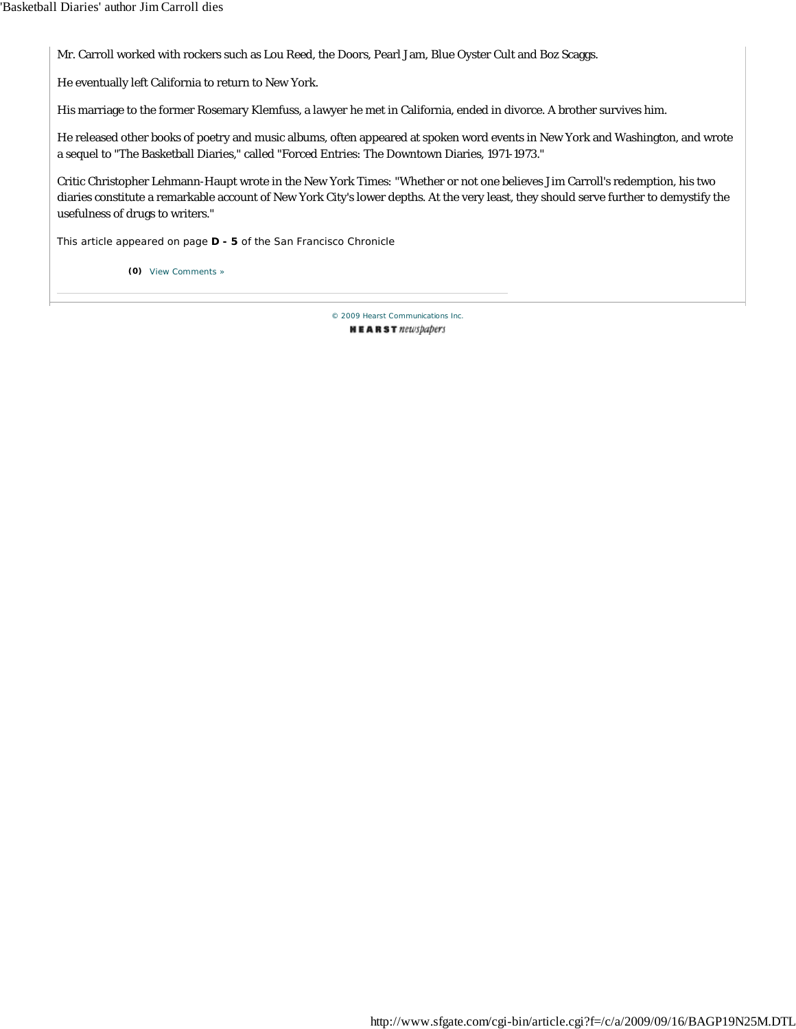Mr. Carroll worked with rockers such as Lou Reed, the Doors, Pearl Jam, Blue Oyster Cult and Boz Scaggs.

He eventually left California to return to New York.

His marriage to the former Rosemary Klemfuss, a lawyer he met in California, ended in divorce. A brother survives him.

He released other books of poetry and music albums, often appeared at spoken word events in New York and Washington, and wrote a sequel to "The Basketball Diaries," called "Forced Entries: The Downtown Diaries, 1971-1973."

Critic Christopher Lehmann-Haupt wrote in the New York Times: "Whether or not one believes Jim Carroll's redemption, his two diaries constitute a remarkable account of New York City's lower depths. At the very least, they should serve further to demystify the usefulness of drugs to writers."

This article appeared on page **D - 5** of the San Francisco Chronicle

**(0)** View Comments »

© 2009 Hearst Communications Inc.

HEARST newspapers